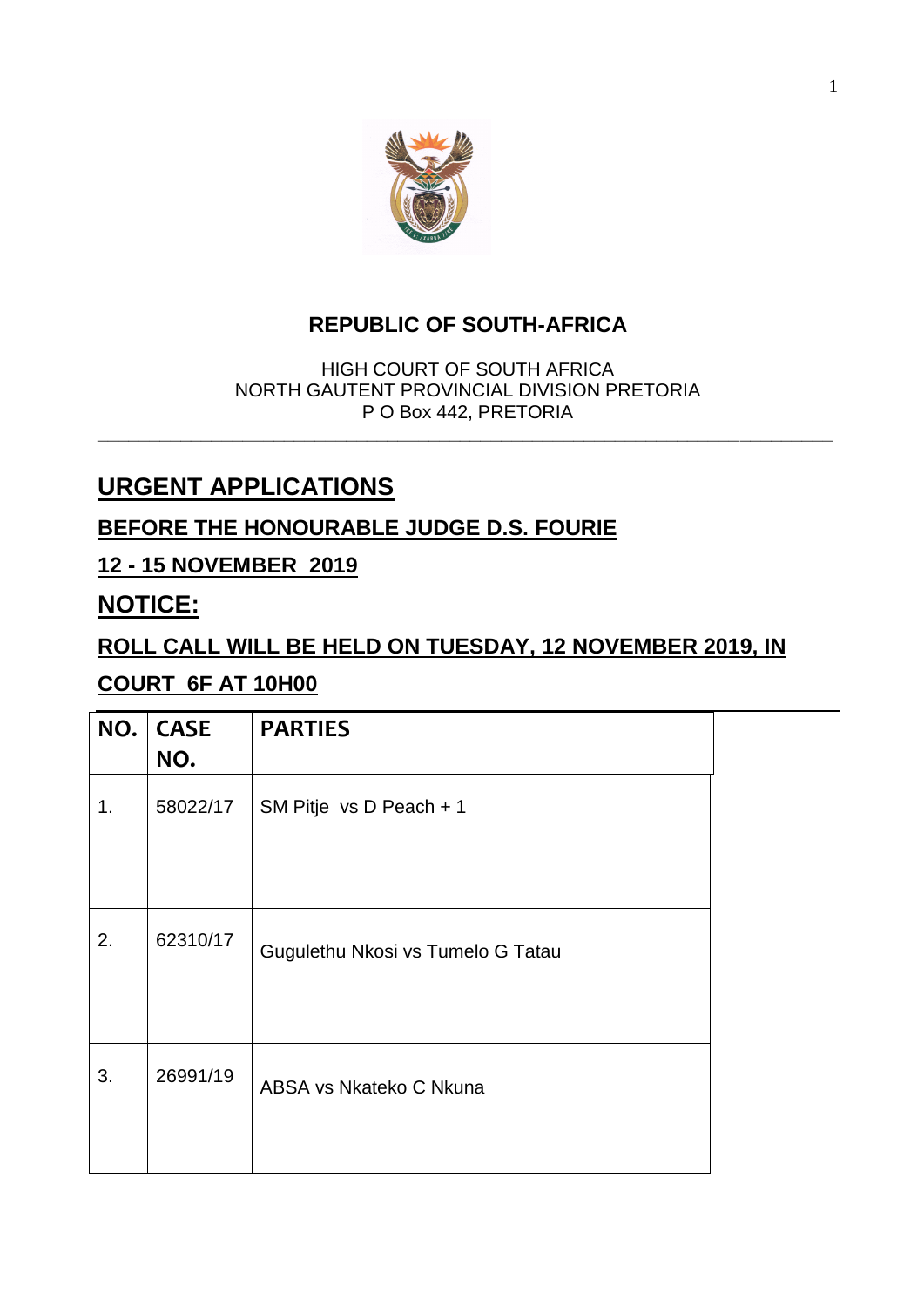# REPUBLIC OF SOUTH-AFRICA

HIGH COURT OF SOUTH AFRICA
NORTH GAUTENT PROVINCIAL DIVISION PRETORIA
P O Box 442, PRETORIA

## URGENT APPLICATIONS

### BEFORE THE HONOURABLE JUDGE D.S. FOURIE

### 12 - 15 NOVEMBER 2019

## NOTICE:

### ROLL CALL WILL BE HELD ON TUESDAY, 12 NOVEMBER 2019, IN COURT 6F AT 10H00

| NO. | CASE NO. | PARTIES |
|---|---|---|
| 1. | 58022/17 | SM Pitje vs D Peach + 1 |
| 2. | 62310/17 | Gugulethu Nkosi vs Tumelo G Tatau |
| 3. | 26991/19 | ABSA vs Nkateko C Nkuna |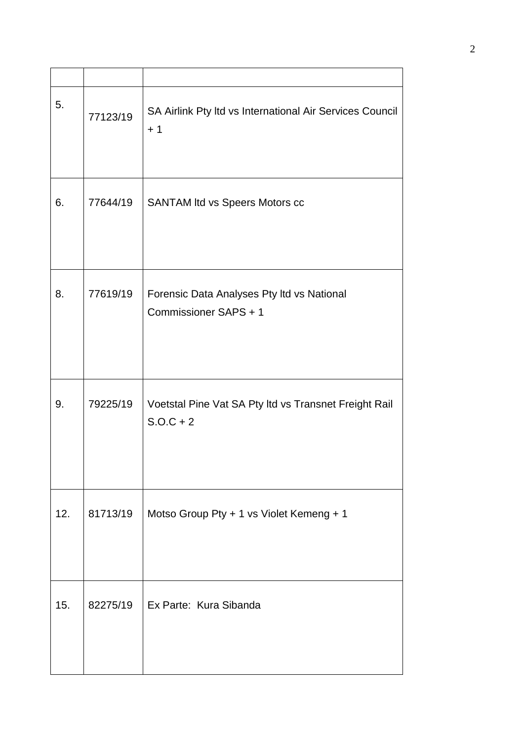| | | |
|---|---|---|
| 5. | 77123/19 | SA Airlink Pty ltd vs International Air Services Council + 1 |
| 6. | 77644/19 | SANTAM ltd vs Speers Motors cc |
| 8. | 77619/19 | Forensic Data Analyses Pty ltd vs National Commissioner SAPS + 1 |
| 9. | 79225/19 | Voetstal Pine Vat SA Pty ltd vs Transnet Freight Rail S.O.C + 2 |
| 12. | 81713/19 | Motso Group Pty + 1 vs Violet Kemeng + 1 |
| 15. | 82275/19 | Ex Parte: Kura Sibanda |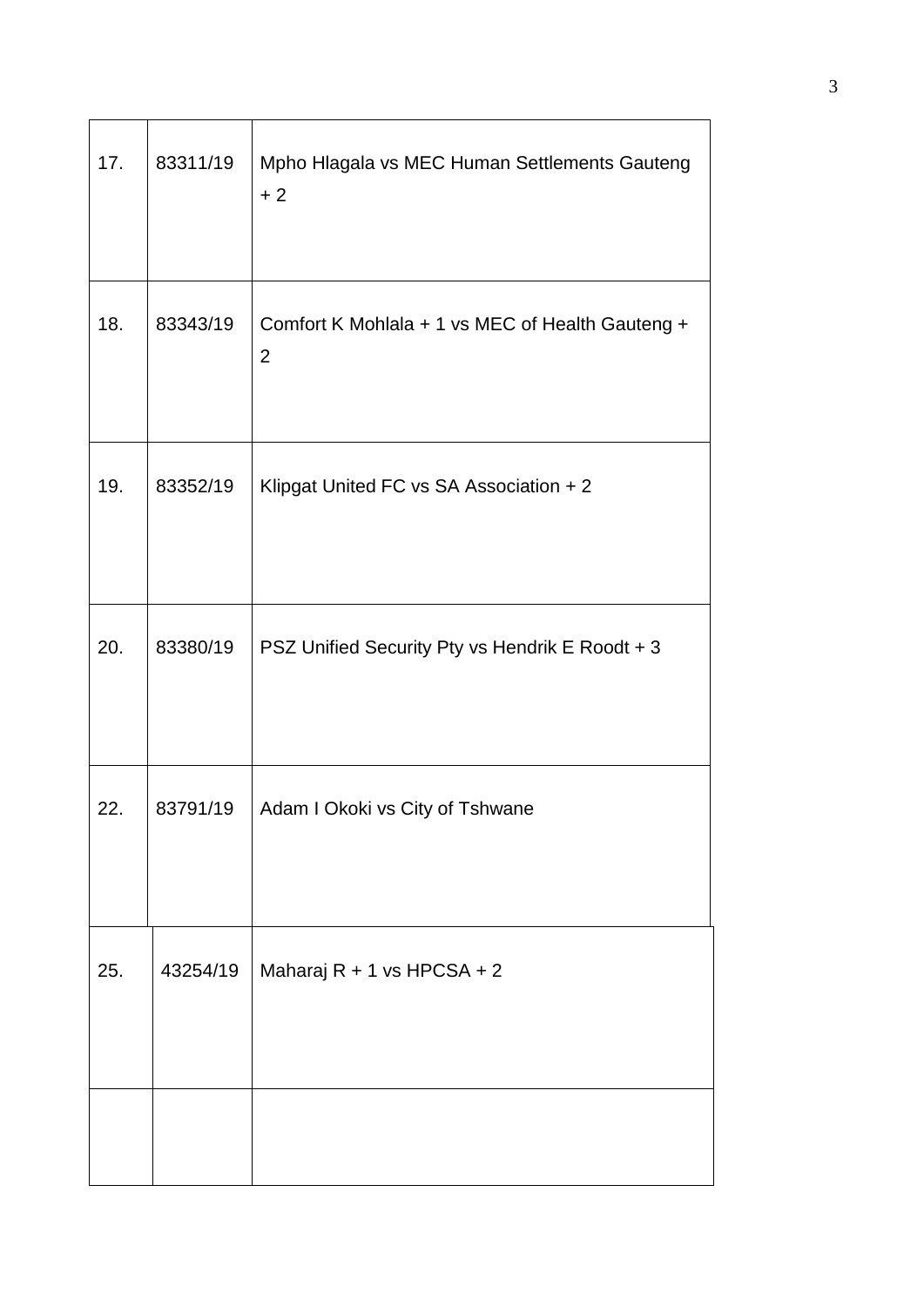| | | |
|---|---|---|
| 17. | 83311/19 | Mpho Hlagala vs MEC Human Settlements Gauteng + 2 |
| 18. | 83343/19 | Comfort K Mohlala + 1 vs MEC of Health Gauteng + 2 |
| 19. | 83352/19 | Klipgat United FC vs SA Association + 2 |
| 20. | 83380/19 | PSZ Unified Security Pty vs Hendrik E Roodt + 3 |
| 22. | 83791/19 | Adam I Okoki vs City of Tshwane |
| 25. | 43254/19 | Maharaj R + 1 vs HPCSA + 2 |
| | | |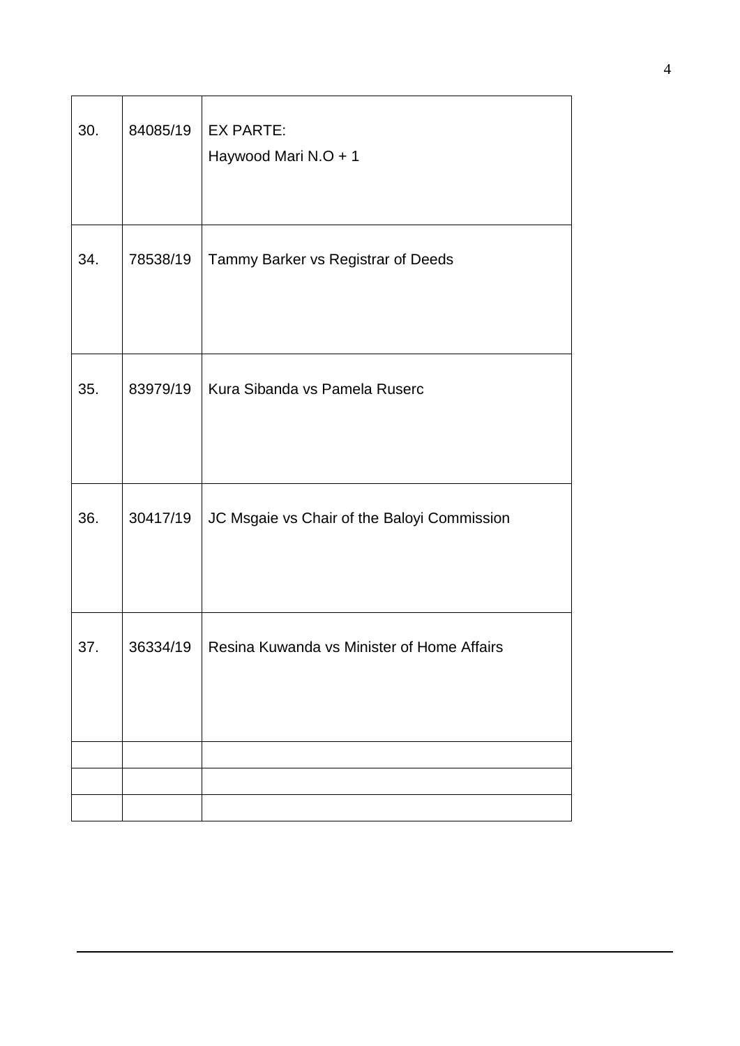| | | |
|---|---|---|
| 30. | 84085/19 | EX PARTE:<br>Haywood Mari N.O + 1 |
| 34. | 78538/19 | Tammy Barker vs Registrar of Deeds |
| 35. | 83979/19 | Kura Sibanda vs Pamela Ruserc |
| 36. | 30417/19 | JC Msgaie vs Chair of the Baloyi Commission |
| 37. | 36334/19 | Resina Kuwanda vs Minister of Home Affairs |
| | | |
| | | |
| | | |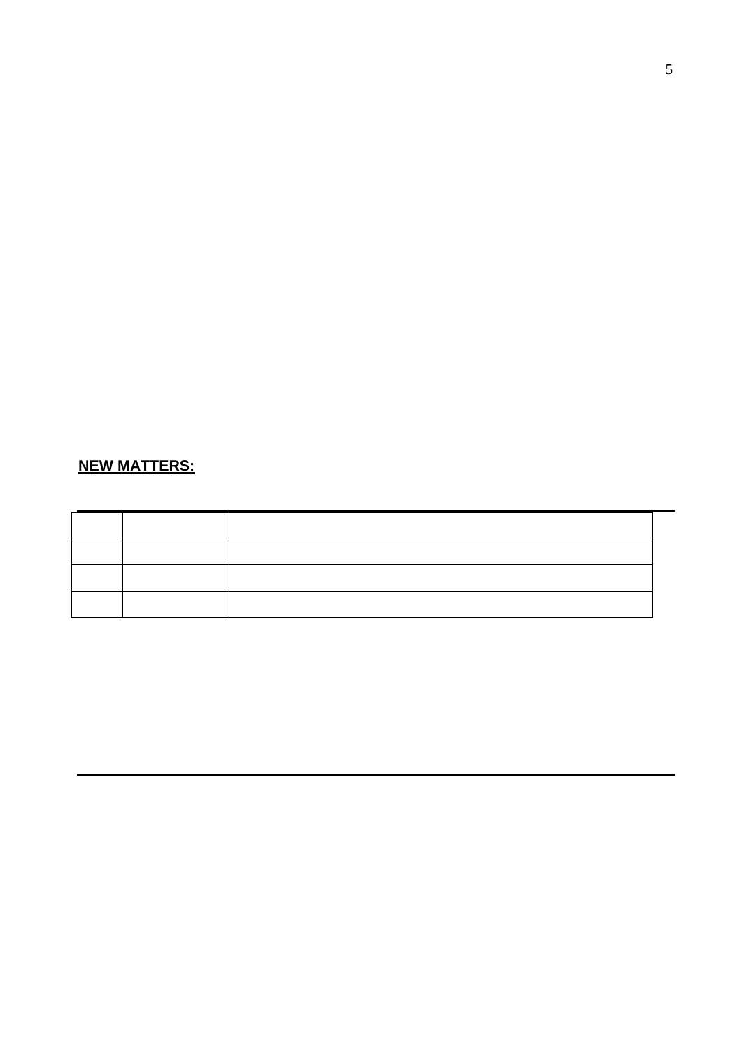**NEW MATTERS:**

| | | |
|---|---|---|
| | | |
| | | |
| | | |
| | | |